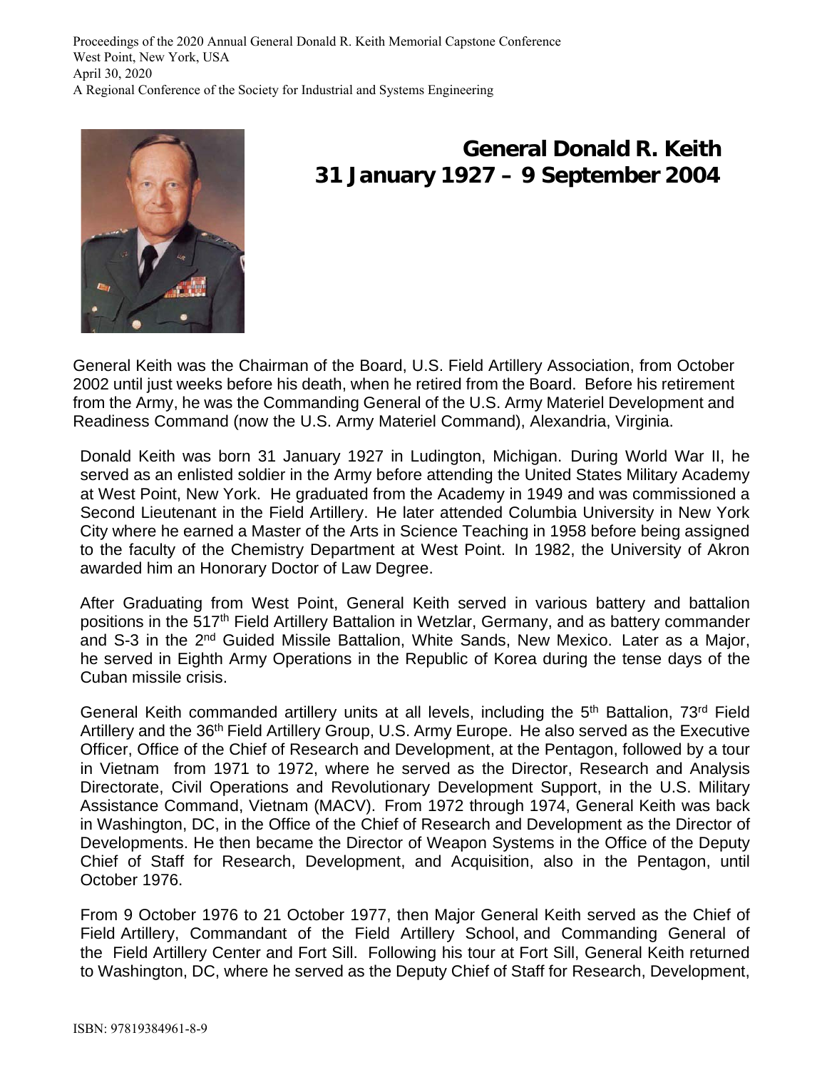# General Donald R. Keith
## 31 January 1927 – 9 September 2004

General Keith was the Chairman of the Board, U.S. Field Artillery Association, from October 2002 until just weeks before his death, when he retired from the Board. Before his retirement from the Army, he was the Commanding General of the U.S. Army Materiel Development and Readiness Command (now the U.S. Army Materiel Command), Alexandria, Virginia.

Donald Keith was born 31 January 1927 in Ludington, Michigan. During World War II, he served as an enlisted soldier in the Army before attending the United States Military Academy at West Point, New York. He graduated from the Academy in 1949 and was commissioned a Second Lieutenant in the Field Artillery. He later attended Columbia University in New York City where he earned a Master of the Arts in Science Teaching in 1958 before being assigned to the faculty of the Chemistry Department at West Point. In 1982, the University of Akron awarded him an Honorary Doctor of Law Degree.

After Graduating from West Point, General Keith served in various battery and battalion positions in the 517th Field Artillery Battalion in Wetzlar, Germany, and as battery commander and S-3 in the 2nd Guided Missile Battalion, White Sands, New Mexico. Later as a Major, he served in Eighth Army Operations in the Republic of Korea during the tense days of the Cuban missile crisis.

General Keith commanded artillery units at all levels, including the 5th Battalion, 73rd Field Artillery and the 36th Field Artillery Group, U.S. Army Europe. He also served as the Executive Officer, Office of the Chief of Research and Development, at the Pentagon, followed by a tour in Vietnam from 1971 to 1972, where he served as the Director, Research and Analysis Directorate, Civil Operations and Revolutionary Development Support, in the U.S. Military Assistance Command, Vietnam (MACV). From 1972 through 1974, General Keith was back in Washington, DC, in the Office of the Chief of Research and Development as the Director of Developments. He then became the Director of Weapon Systems in the Office of the Deputy Chief of Staff for Research, Development, and Acquisition, also in the Pentagon, until October 1976.

From 9 October 1976 to 21 October 1977, then Major General Keith served as the Chief of Field Artillery, Commandant of the Field Artillery School, and Commanding General of the Field Artillery Center and Fort Sill. Following his tour at Fort Sill, General Keith returned to Washington, DC, where he served as the Deputy Chief of Staff for Research, Development,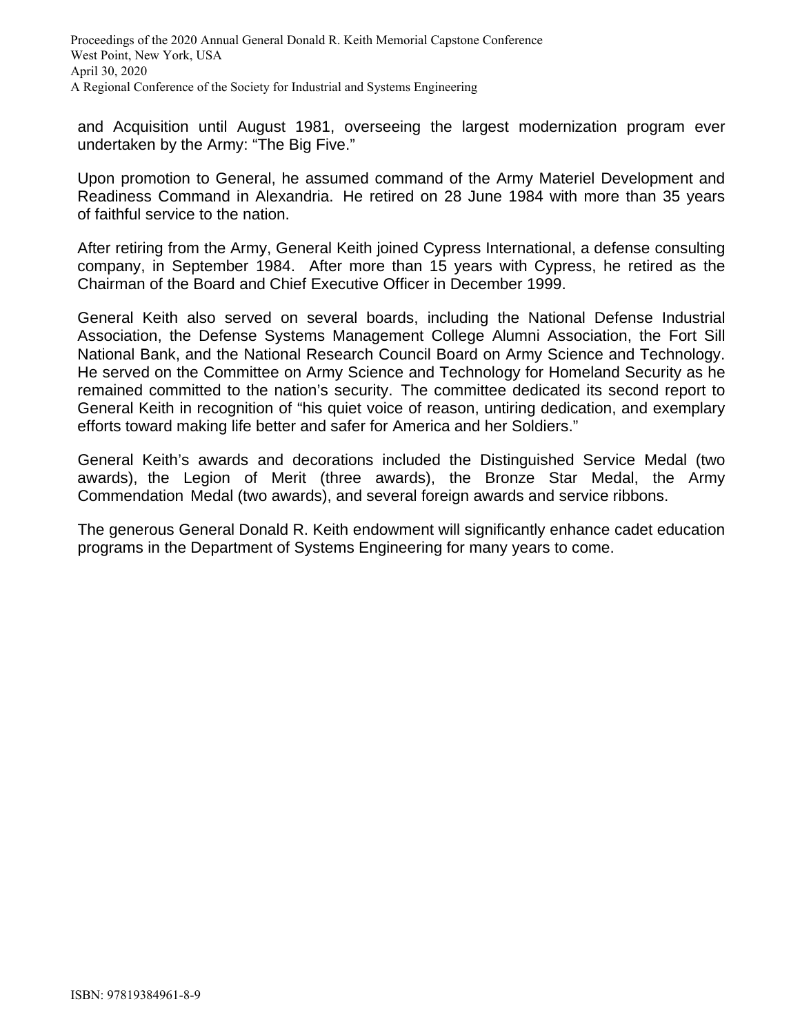and Acquisition until August 1981, overseeing the largest modernization program ever undertaken by the Army: "The Big Five."

Upon promotion to General, he assumed command of the Army Materiel Development and Readiness Command in Alexandria. He retired on 28 June 1984 with more than 35 years of faithful service to the nation.

After retiring from the Army, General Keith joined Cypress International, a defense consulting company, in September 1984. After more than 15 years with Cypress, he retired as the Chairman of the Board and Chief Executive Officer in December 1999.

General Keith also served on several boards, including the National Defense Industrial Association, the Defense Systems Management College Alumni Association, the Fort Sill National Bank, and the National Research Council Board on Army Science and Technology. He served on the Committee on Army Science and Technology for Homeland Security as he remained committed to the nation's security. The committee dedicated its second report to General Keith in recognition of "his quiet voice of reason, untiring dedication, and exemplary efforts toward making life better and safer for America and her Soldiers."

General Keith's awards and decorations included the Distinguished Service Medal (two awards), the Legion of Merit (three awards), the Bronze Star Medal, the Army Commendation Medal (two awards), and several foreign awards and service ribbons.

The generous General Donald R. Keith endowment will significantly enhance cadet education programs in the Department of Systems Engineering for many years to come.